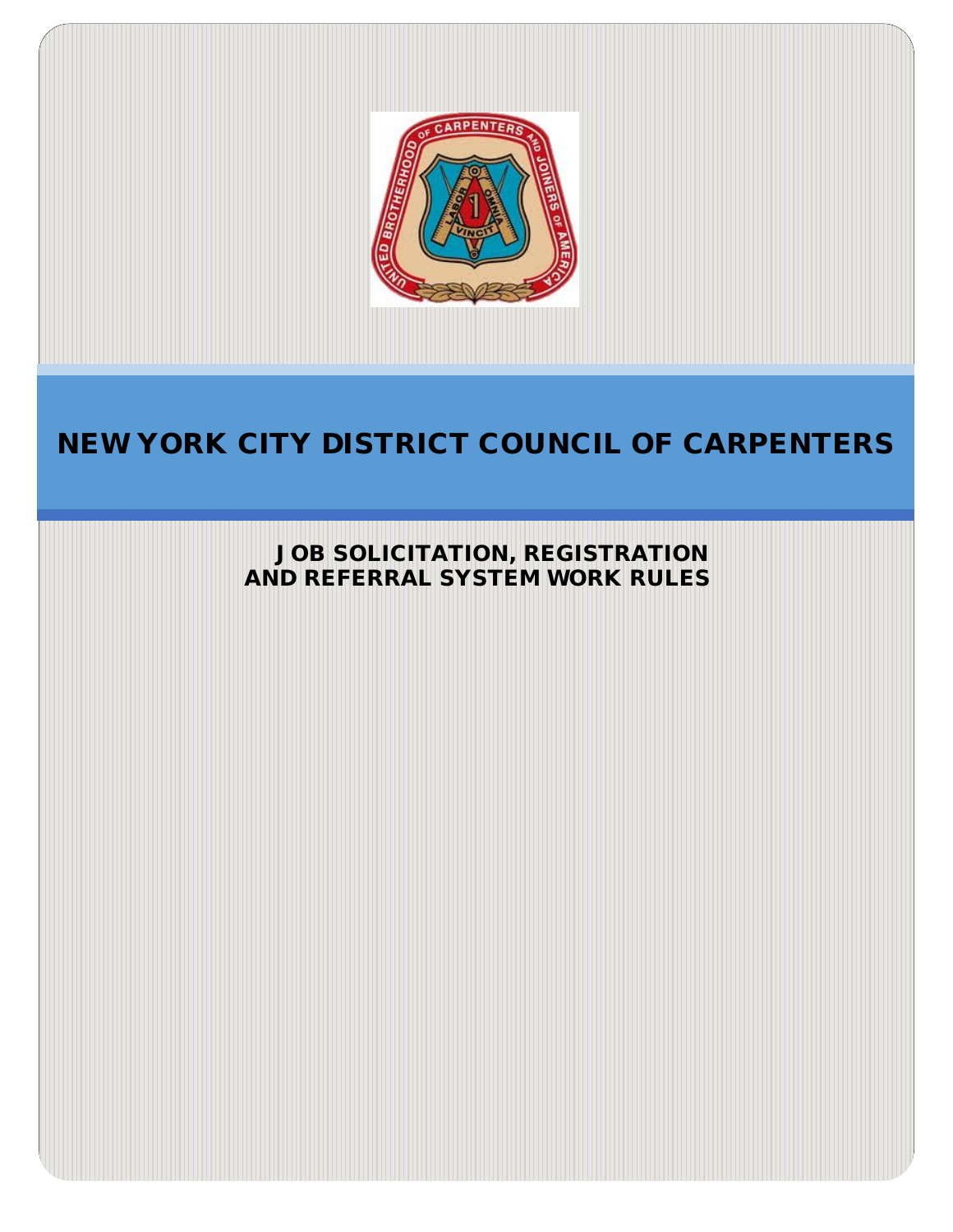# NEW YORK CITY DISTRICT COUNCIL OF CARPENTERS

## JOB SOLICITATION, REGISTRATION AND REFERRAL SYSTEM WORK RULES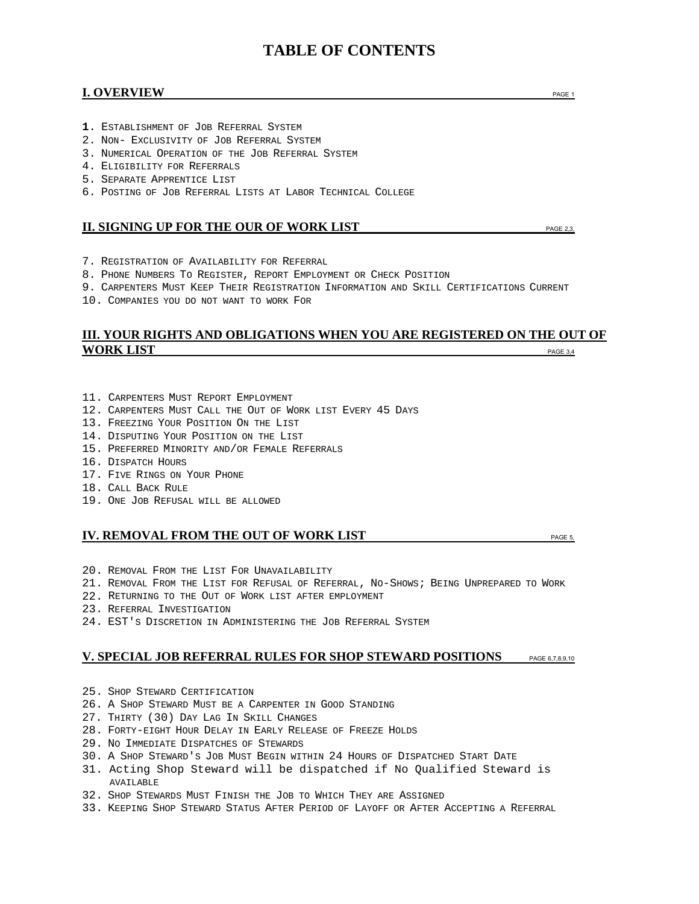# TABLE OF CONTENTS

## I. OVERVIEW — PAGE 1

1. Establishment of Job Referral System
2. Non- Exclusivity of Job Referral System
3. Numerical Operation of the Job Referral System
4. Eligibility for Referrals
5. Separate Apprentice List
6. Posting of Job Referral Lists at Labor Technical College

## II. SIGNING UP FOR THE OUR OF WORK LIST — PAGE 2,3,

7. Registration of Availability for Referral
8. Phone Numbers To Register, Report Employment or Check Position
9. Carpenters Must Keep Their Registration Information and Skill Certifications Current
10. Companies you do not want to work For

## III. YOUR RIGHTS AND OBLIGATIONS WHEN YOU ARE REGISTERED ON THE OUT OF WORK LIST — PAGE 3,4

11. Carpenters Must Report Employment
12. Carpenters Must Call the Out of Work list Every 45 Days
13. Freezing Your Position On the List
14. Disputing Your Position on the List
15. Preferred Minority and/or Female Referrals
16. Dispatch Hours
17. Five Rings on Your Phone
18. Call Back Rule
19. One Job Refusal will be allowed

## IV. REMOVAL FROM THE OUT OF WORK LIST — PAGE 5,

20. Removal From the List For Unavailability
21. Removal From the List for Refusal of Referral, No-Shows; Being Unprepared to Work
22. Returning to the Out of Work list after employment
23. Referral Investigation
24. EST's Discretion in Administering the Job Referral System

## V. SPECIAL JOB REFERRAL RULES FOR SHOP STEWARD POSITIONS — PAGE 6,7,8,9,10

25. Shop Steward Certification
26. A Shop Steward Must be a Carpenter in Good Standing
27. Thirty (30) Day Lag In Skill Changes
28. Forty-eight Hour Delay in Early Release of Freeze Holds
29. No Immediate Dispatches of Stewards
30. A Shop Steward's Job Must Begin within 24 Hours of Dispatched Start Date
31. Acting Shop Steward will be dispatched if No Qualified Steward is available
32. Shop Stewards Must Finish the Job to Which They are Assigned
33. Keeping Shop Steward Status After Period of Layoff or After Accepting a Referral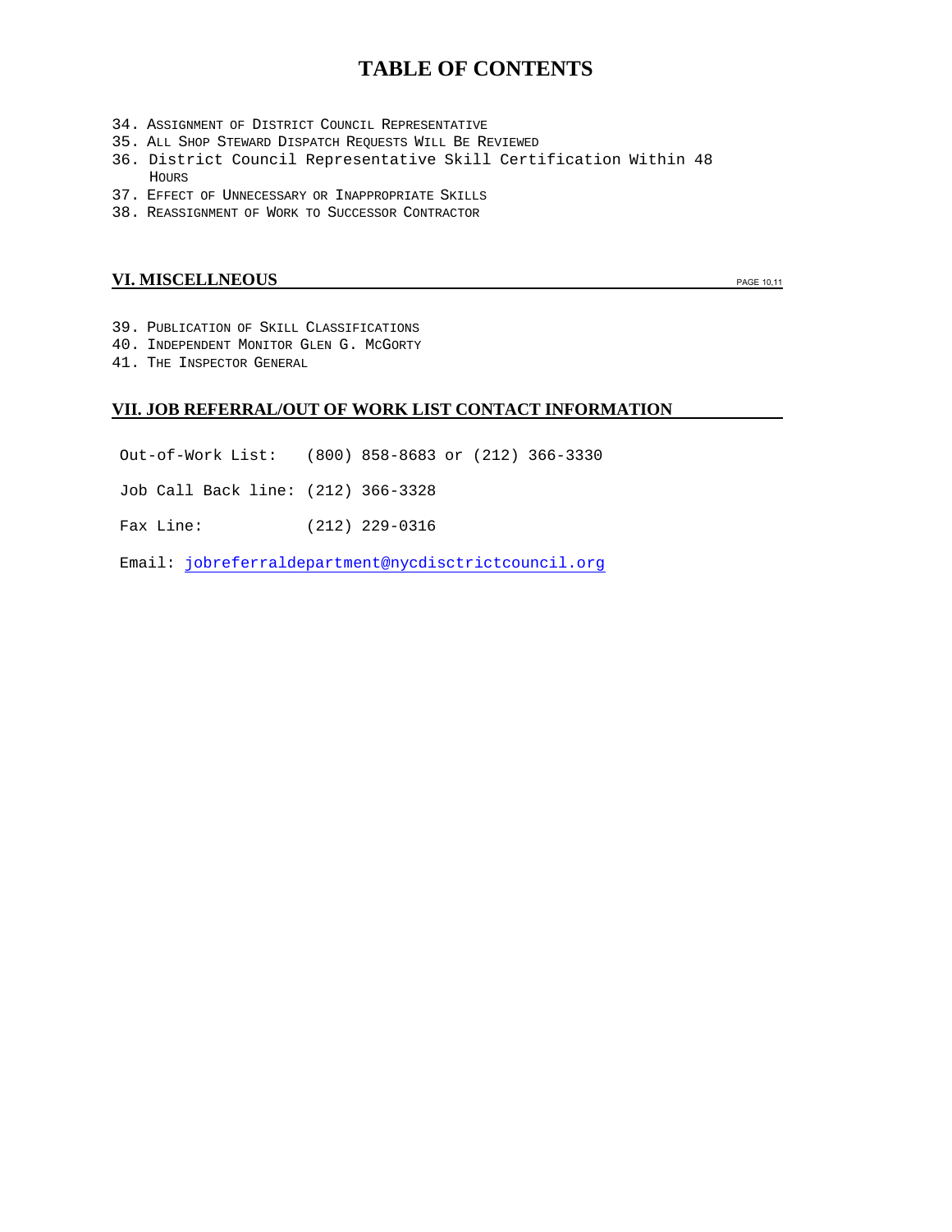# TABLE OF CONTENTS

34. Assignment of District Council Representative
35. All Shop Steward Dispatch Requests Will Be Reviewed
36. District Council Representative Skill Certification Within 48 Hours
37. Effect of Unnecessary or Inappropriate Skills
38. Reassignment of Work to Successor Contractor

## VI. MISCELLNEOUS PAGE 10,11

39. Publication of Skill Classifications
40. Independent Monitor Glen G. McGorty
41. The Inspector General

## VII. JOB REFERRAL/OUT OF WORK LIST CONTACT INFORMATION

Out-of-Work List: (800) 858-8683 or (212) 366-3330

Job Call Back line: (212) 366-3328

Fax Line: (212) 229-0316

Email: jobreferraldepartment@nycdisctrictcouncil.org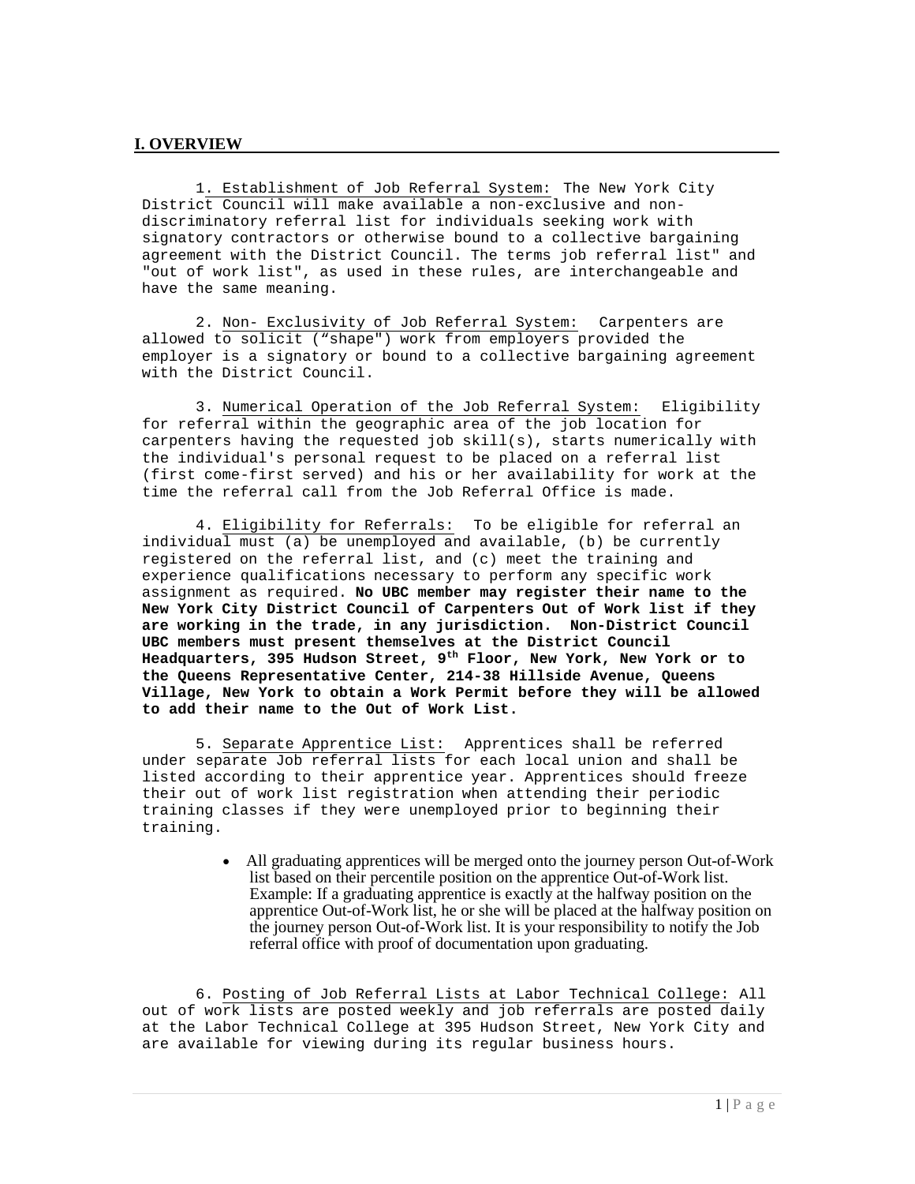## I. OVERVIEW

1. Establishment of Job Referral System: The New York City District Council will make available a non-exclusive and non-discriminatory referral list for individuals seeking work with signatory contractors or otherwise bound to a collective bargaining agreement with the District Council. The terms job referral list" and "out of work list", as used in these rules, are interchangeable and have the same meaning.

2. Non- Exclusivity of Job Referral System: Carpenters are allowed to solicit ("shape") work from employers provided the employer is a signatory or bound to a collective bargaining agreement with the District Council.

3. Numerical Operation of the Job Referral System: Eligibility for referral within the geographic area of the job location for carpenters having the requested job skill(s), starts numerically with the individual's personal request to be placed on a referral list (first come-first served) and his or her availability for work at the time the referral call from the Job Referral Office is made.

4. Eligibility for Referrals: To be eligible for referral an individual must (a) be unemployed and available, (b) be currently registered on the referral list, and (c) meet the training and experience qualifications necessary to perform any specific work assignment as required. **No UBC member may register their name to the New York City District Council of Carpenters Out of Work list if they are working in the trade, in any jurisdiction. Non-District Council UBC members must present themselves at the District Council Headquarters, 395 Hudson Street, 9th Floor, New York, New York or to the Queens Representative Center, 214-38 Hillside Avenue, Queens Village, New York to obtain a Work Permit before they will be allowed to add their name to the Out of Work List.**

5. Separate Apprentice List: Apprentices shall be referred under separate Job referral lists for each local union and shall be listed according to their apprentice year. Apprentices should freeze their out of work list registration when attending their periodic training classes if they were unemployed prior to beginning their training.

- All graduating apprentices will be merged onto the journey person Out-of-Work list based on their percentile position on the apprentice Out-of-Work list. Example: If a graduating apprentice is exactly at the halfway position on the apprentice Out-of-Work list, he or she will be placed at the halfway position on the journey person Out-of-Work list. It is your responsibility to notify the Job referral office with proof of documentation upon graduating.

6. Posting of Job Referral Lists at Labor Technical College: All out of work lists are posted weekly and job referrals are posted daily at the Labor Technical College at 395 Hudson Street, New York City and are available for viewing during its regular business hours.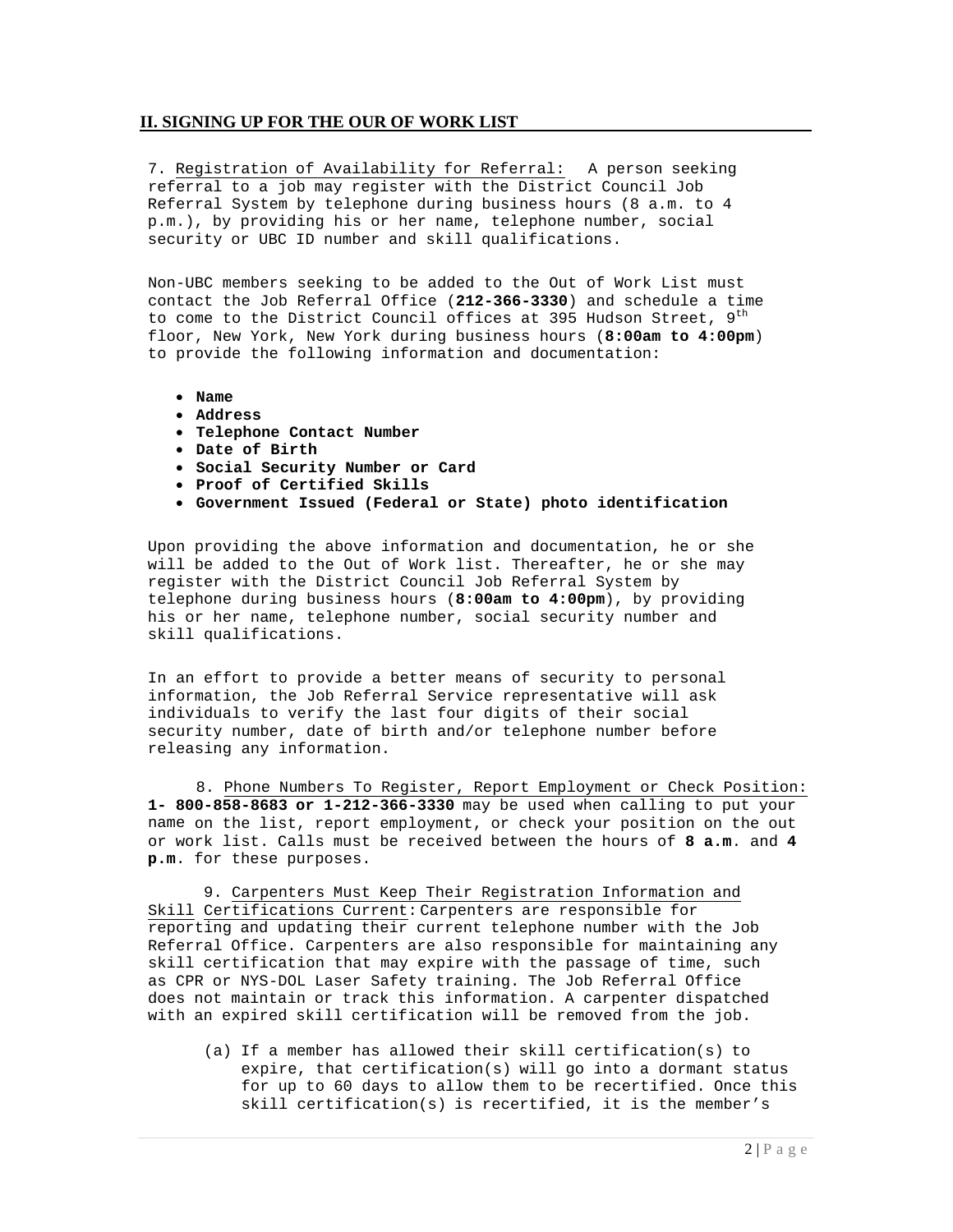## II. SIGNING UP FOR THE OUR OF WORK LIST

7. Registration of Availability for Referral: A person seeking referral to a job may register with the District Council Job Referral System by telephone during business hours (8 a.m. to 4 p.m.), by providing his or her name, telephone number, social security or UBC ID number and skill qualifications.

Non-UBC members seeking to be added to the Out of Work List must contact the Job Referral Office (**212-366-3330**) and schedule a time to come to the District Council offices at 395 Hudson Street, 9th floor, New York, New York during business hours (**8:00am to 4:00pm**) to provide the following information and documentation:

- **Name**
- **Address**
- **Telephone Contact Number**
- **Date of Birth**
- **Social Security Number or Card**
- **Proof of Certified Skills**
- **Government Issued (Federal or State) photo identification**

Upon providing the above information and documentation, he or she will be added to the Out of Work list. Thereafter, he or she may register with the District Council Job Referral System by telephone during business hours (**8:00am to 4:00pm**), by providing his or her name, telephone number, social security number and skill qualifications.

In an effort to provide a better means of security to personal information, the Job Referral Service representative will ask individuals to verify the last four digits of their social security number, date of birth and/or telephone number before releasing any information.

8. Phone Numbers To Register, Report Employment or Check Position: **1- 800-858-8683 or 1-212-366-3330** may be used when calling to put your name on the list, report employment, or check your position on the out or work list. Calls must be received between the hours of **8 a.m**. and **4 p.m**. for these purposes.

9. Carpenters Must Keep Their Registration Information and Skill Certifications Current: Carpenters are responsible for reporting and updating their current telephone number with the Job Referral Office. Carpenters are also responsible for maintaining any skill certification that may expire with the passage of time, such as CPR or NYS-DOL Laser Safety training. The Job Referral Office does not maintain or track this information. A carpenter dispatched with an expired skill certification will be removed from the job.

(a) If a member has allowed their skill certification(s) to expire, that certification(s) will go into a dormant status for up to 60 days to allow them to be recertified. Once this skill certification(s) is recertified, it is the member's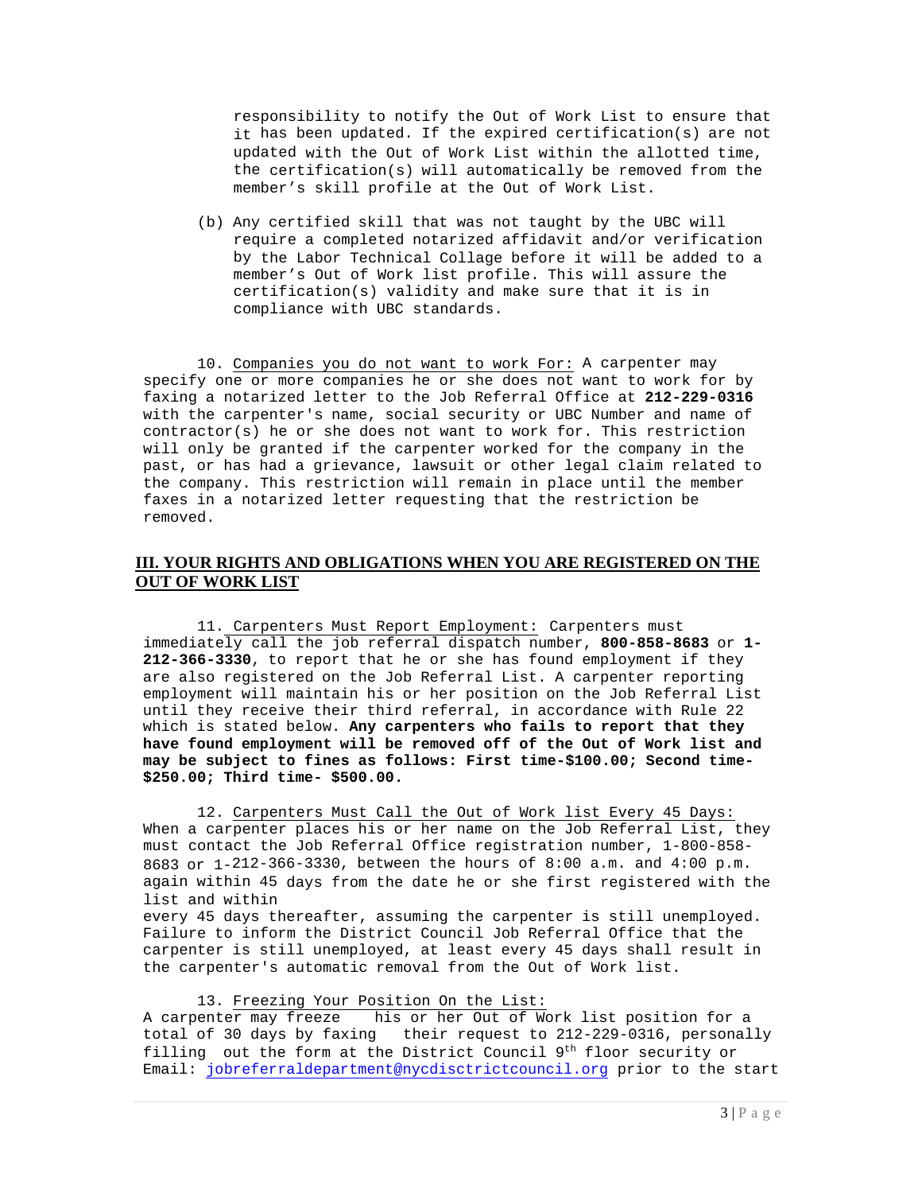responsibility to notify the Out of Work List to ensure that it has been updated. If the expired certification(s) are not updated with the Out of Work List within the allotted time, the certification(s) will automatically be removed from the member's skill profile at the Out of Work List.

(b) Any certified skill that was not taught by the UBC will require a completed notarized affidavit and/or verification by the Labor Technical Collage before it will be added to a member's Out of Work list profile. This will assure the certification(s) validity and make sure that it is in compliance with UBC standards.

10. Companies you do not want to work For: A carpenter may specify one or more companies he or she does not want to work for by faxing a notarized letter to the Job Referral Office at **212-229-0316** with the carpenter's name, social security or UBC Number and name of contractor(s) he or she does not want to work for. This restriction will only be granted if the carpenter worked for the company in the past, or has had a grievance, lawsuit or other legal claim related to the company. This restriction will remain in place until the member faxes in a notarized letter requesting that the restriction be removed.

## III. YOUR RIGHTS AND OBLIGATIONS WHEN YOU ARE REGISTERED ON THE OUT OF WORK LIST

11. Carpenters Must Report Employment: Carpenters must immediately call the job referral dispatch number, **800-858-8683** or **1-212-366-3330**, to report that he or she has found employment if they are also registered on the Job Referral List. A carpenter reporting employment will maintain his or her position on the Job Referral List until they receive their third referral, in accordance with Rule 22 which is stated below. **Any carpenters who fails to report that they have found employment will be removed off of the Out of Work list and may be subject to fines as follows: First time-$100.00; Second time-$250.00; Third time- $500.00.**

12. Carpenters Must Call the Out of Work list Every 45 Days: When a carpenter places his or her name on the Job Referral List, they must contact the Job Referral Office registration number, 1-800-858-8683 or 1-212-366-3330, between the hours of 8:00 a.m. and 4:00 p.m. again within 45 days from the date he or she first registered with the list and within every 45 days thereafter, assuming the carpenter is still unemployed. Failure to inform the District Council Job Referral Office that the carpenter is still unemployed, at least every 45 days shall result in the carpenter's automatic removal from the Out of Work list.

13. Freezing Your Position On the List: A carpenter may freeze his or her Out of Work list position for a total of 30 days by faxing their request to 212-229-0316, personally filling out the form at the District Council 9th floor security or Email: jobreferraldepartment@nycdisctrictcouncil.org prior to the start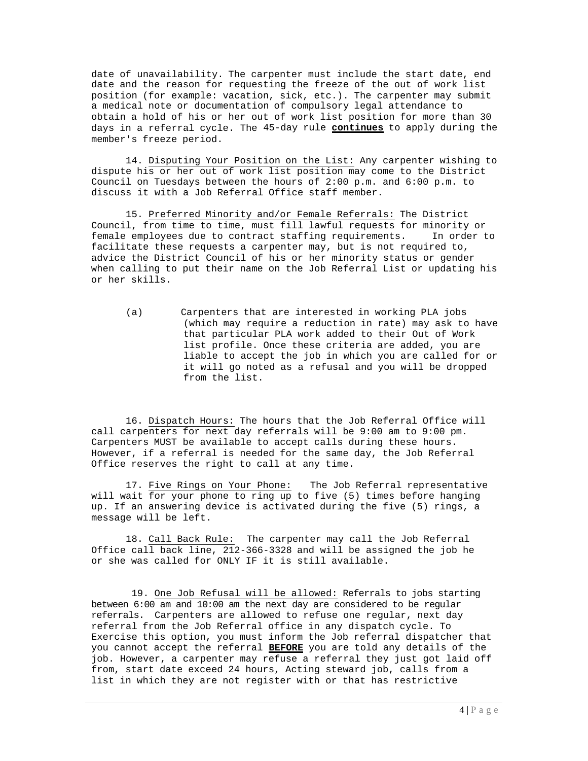date of unavailability. The carpenter must include the start date, end date and the reason for requesting the freeze of the out of work list position (for example: vacation, sick, etc.). The carpenter may submit a medical note or documentation of compulsory legal attendance to obtain a hold of his or her out of work list position for more than 30 days in a referral cycle. The 45-day rule **continues** to apply during the member's freeze period.

14. Disputing Your Position on the List: Any carpenter wishing to dispute his or her out of work list position may come to the District Council on Tuesdays between the hours of 2:00 p.m. and 6:00 p.m. to discuss it with a Job Referral Office staff member.

15. Preferred Minority and/or Female Referrals: The District Council, from time to time, must fill lawful requests for minority or female employees due to contract staffing requirements. In order to facilitate these requests a carpenter may, but is not required to, advice the District Council of his or her minority status or gender when calling to put their name on the Job Referral List or updating his or her skills.

(a) Carpenters that are interested in working PLA jobs (which may require a reduction in rate) may ask to have that particular PLA work added to their Out of Work list profile. Once these criteria are added, you are liable to accept the job in which you are called for or it will go noted as a refusal and you will be dropped from the list.

16. Dispatch Hours: The hours that the Job Referral Office will call carpenters for next day referrals will be 9:00 am to 9:00 pm. Carpenters MUST be available to accept calls during these hours. However, if a referral is needed for the same day, the Job Referral Office reserves the right to call at any time.

17. Five Rings on Your Phone: The Job Referral representative will wait for your phone to ring up to five (5) times before hanging up. If an answering device is activated during the five (5) rings, a message will be left.

18. Call Back Rule: The carpenter may call the Job Referral Office call back line, 212-366-3328 and will be assigned the job he or she was called for ONLY IF it is still available.

19. One Job Refusal will be allowed: Referrals to jobs starting between 6:00 am and 10:00 am the next day are considered to be regular referrals. Carpenters are allowed to refuse one regular, next day referral from the Job Referral office in any dispatch cycle. To Exercise this option, you must inform the Job referral dispatcher that you cannot accept the referral **BEFORE** you are told any details of the job. However, a carpenter may refuse a referral they just got laid off from, start date exceed 24 hours, Acting steward job, calls from a list in which they are not register with or that has restrictive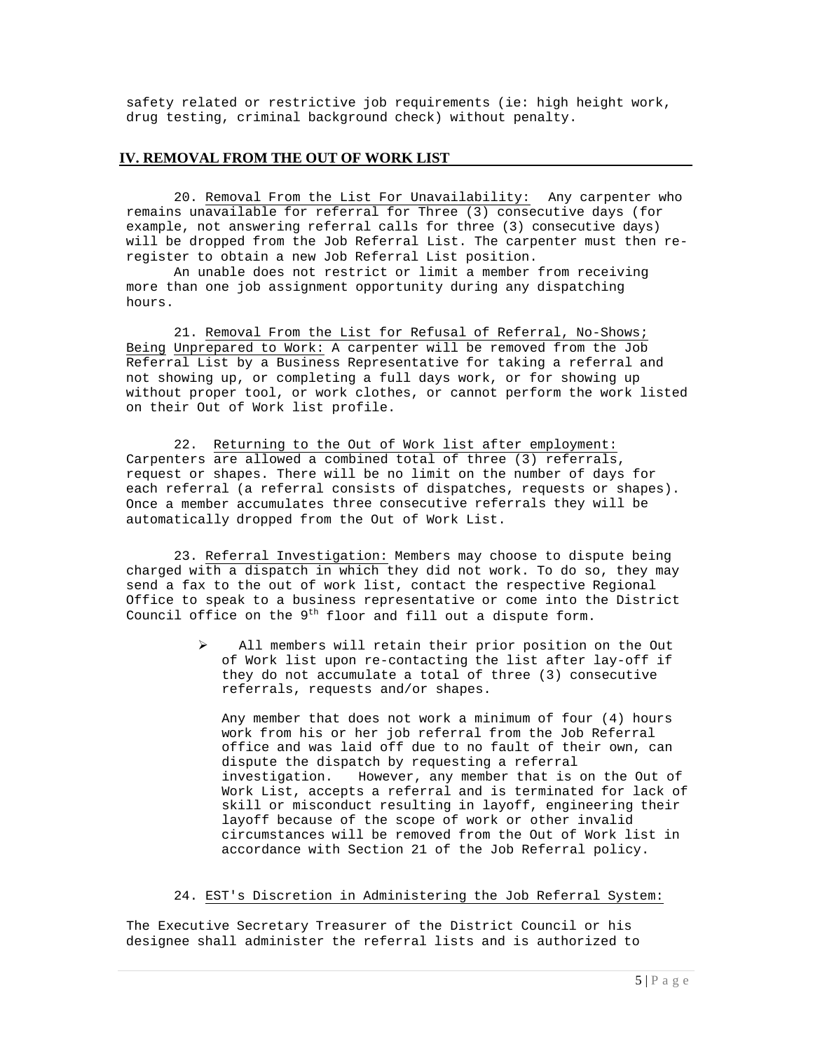safety related or restrictive job requirements (ie: high height work, drug testing, criminal background check) without penalty.

## IV. REMOVAL FROM THE OUT OF WORK LIST

20. Removal From the List For Unavailability: Any carpenter who remains unavailable for referral for Three (3) consecutive days (for example, not answering referral calls for three (3) consecutive days) will be dropped from the Job Referral List. The carpenter must then re-register to obtain a new Job Referral List position.

An unable does not restrict or limit a member from receiving more than one job assignment opportunity during any dispatching hours.

21. Removal From the List for Refusal of Referral, No-Shows; Being Unprepared to Work: A carpenter will be removed from the Job Referral List by a Business Representative for taking a referral and not showing up, or completing a full days work, or for showing up without proper tool, or work clothes, or cannot perform the work listed on their Out of Work list profile.

22. Returning to the Out of Work list after employment: Carpenters are allowed a combined total of three (3) referrals, request or shapes. There will be no limit on the number of days for each referral (a referral consists of dispatches, requests or shapes). Once a member accumulates three consecutive referrals they will be automatically dropped from the Out of Work List.

23. Referral Investigation: Members may choose to dispute being charged with a dispatch in which they did not work. To do so, they may send a fax to the out of work list, contact the respective Regional Office to speak to a business representative or come into the District Council office on the 9th floor and fill out a dispute form.

- All members will retain their prior position on the Out of Work list upon re-contacting the list after lay-off if they do not accumulate a total of three (3) consecutive referrals, requests and/or shapes.

  Any member that does not work a minimum of four (4) hours work from his or her job referral from the Job Referral office and was laid off due to no fault of their own, can dispute the dispatch by requesting a referral investigation. However, any member that is on the Out of Work List, accepts a referral and is terminated for lack of skill or misconduct resulting in layoff, engineering their layoff because of the scope of work or other invalid circumstances will be removed from the Out of Work list in accordance with Section 21 of the Job Referral policy.

24. EST's Discretion in Administering the Job Referral System:

The Executive Secretary Treasurer of the District Council or his designee shall administer the referral lists and is authorized to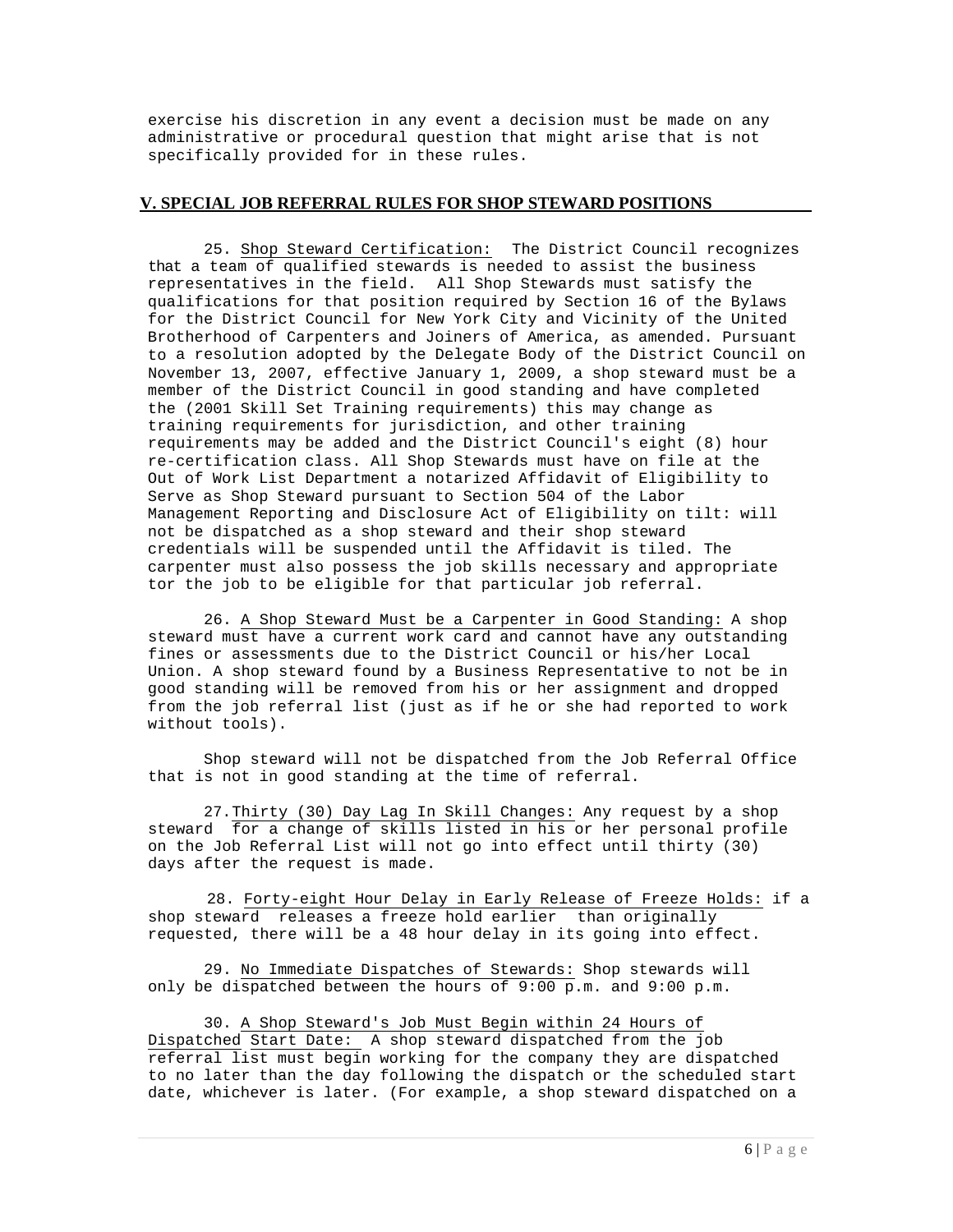exercise his discretion in any event a decision must be made on any administrative or procedural question that might arise that is not specifically provided for in these rules.

## V. SPECIAL JOB REFERRAL RULES FOR SHOP STEWARD POSITIONS

25. Shop Steward Certification: The District Council recognizes that a team of qualified stewards is needed to assist the business representatives in the field. All Shop Stewards must satisfy the qualifications for that position required by Section 16 of the Bylaws for the District Council for New York City and Vicinity of the United Brotherhood of Carpenters and Joiners of America, as amended. Pursuant to a resolution adopted by the Delegate Body of the District Council on November 13, 2007, effective January 1, 2009, a shop steward must be a member of the District Council in good standing and have completed the (2001 Skill Set Training requirements) this may change as training requirements for jurisdiction, and other training requirements may be added and the District Council's eight (8) hour re-certification class. All Shop Stewards must have on file at the Out of Work List Department a notarized Affidavit of Eligibility to Serve as Shop Steward pursuant to Section 504 of the Labor Management Reporting and Disclosure Act of Eligibility on tilt: will not be dispatched as a shop steward and their shop steward credentials will be suspended until the Affidavit is tiled. The carpenter must also possess the job skills necessary and appropriate tor the job to be eligible for that particular job referral.

26. A Shop Steward Must be a Carpenter in Good Standing: A shop steward must have a current work card and cannot have any outstanding fines or assessments due to the District Council or his/her Local Union. A shop steward found by a Business Representative to not be in good standing will be removed from his or her assignment and dropped from the job referral list (just as if he or she had reported to work without tools).

Shop steward will not be dispatched from the Job Referral Office that is not in good standing at the time of referral.

27. Thirty (30) Day Lag In Skill Changes: Any request by a shop steward for a change of skills listed in his or her personal profile on the Job Referral List will not go into effect until thirty (30) days after the request is made.

28. Forty-eight Hour Delay in Early Release of Freeze Holds: if a shop steward releases a freeze hold earlier than originally requested, there will be a 48 hour delay in its going into effect.

29. No Immediate Dispatches of Stewards: Shop stewards will only be dispatched between the hours of 9:00 p.m. and 9:00 p.m.

30. A Shop Steward's Job Must Begin within 24 Hours of Dispatched Start Date: A shop steward dispatched from the job referral list must begin working for the company they are dispatched to no later than the day following the dispatch or the scheduled start date, whichever is later. (For example, a shop steward dispatched on a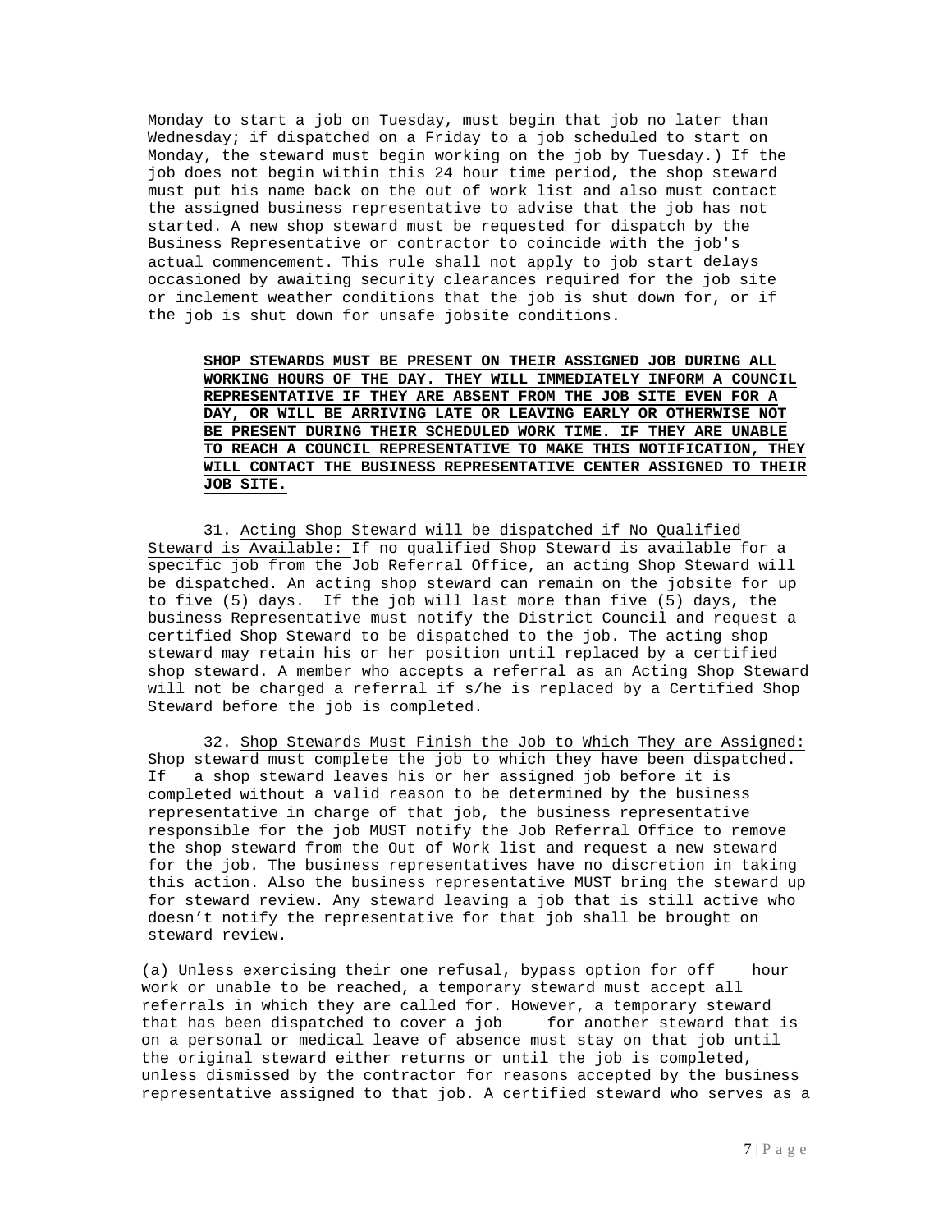Monday to start a job on Tuesday, must begin that job no later than Wednesday; if dispatched on a Friday to a job scheduled to start on Monday, the steward must begin working on the job by Tuesday.) If the job does not begin within this 24 hour time period, the shop steward must put his name back on the out of work list and also must contact the assigned business representative to advise that the job has not started. A new shop steward must be requested for dispatch by the Business Representative or contractor to coincide with the job's actual commencement. This rule shall not apply to job start delays occasioned by awaiting security clearances required for the job site or inclement weather conditions that the job is shut down for, or if the job is shut down for unsafe jobsite conditions.

**SHOP STEWARDS MUST BE PRESENT ON THEIR ASSIGNED JOB DURING ALL WORKING HOURS OF THE DAY. THEY WILL IMMEDIATELY INFORM A COUNCIL REPRESENTATIVE IF THEY ARE ABSENT FROM THE JOB SITE EVEN FOR A DAY, OR WILL BE ARRIVING LATE OR LEAVING EARLY OR OTHERWISE NOT BE PRESENT DURING THEIR SCHEDULED WORK TIME. IF THEY ARE UNABLE TO REACH A COUNCIL REPRESENTATIVE TO MAKE THIS NOTIFICATION, THEY WILL CONTACT THE BUSINESS REPRESENTATIVE CENTER ASSIGNED TO THEIR JOB SITE.**

31. Acting Shop Steward will be dispatched if No Qualified Steward is Available: If no qualified Shop Steward is available for a specific job from the Job Referral Office, an acting Shop Steward will be dispatched. An acting shop steward can remain on the jobsite for up to five (5) days. If the job will last more than five (5) days, the business Representative must notify the District Council and request a certified Shop Steward to be dispatched to the job. The acting shop steward may retain his or her position until replaced by a certified shop steward. A member who accepts a referral as an Acting Shop Steward will not be charged a referral if s/he is replaced by a Certified Shop Steward before the job is completed.

32. Shop Stewards Must Finish the Job to Which They are Assigned: Shop steward must complete the job to which they have been dispatched. If a shop steward leaves his or her assigned job before it is completed without a valid reason to be determined by the business representative in charge of that job, the business representative responsible for the job MUST notify the Job Referral Office to remove the shop steward from the Out of Work list and request a new steward for the job. The business representatives have no discretion in taking this action. Also the business representative MUST bring the steward up for steward review. Any steward leaving a job that is still active who doesn't notify the representative for that job shall be brought on steward review.

(a) Unless exercising their one refusal, bypass option for off hour work or unable to be reached, a temporary steward must accept all referrals in which they are called for. However, a temporary steward that has been dispatched to cover a job for another steward that is on a personal or medical leave of absence must stay on that job until the original steward either returns or until the job is completed, unless dismissed by the contractor for reasons accepted by the business representative assigned to that job. A certified steward who serves as a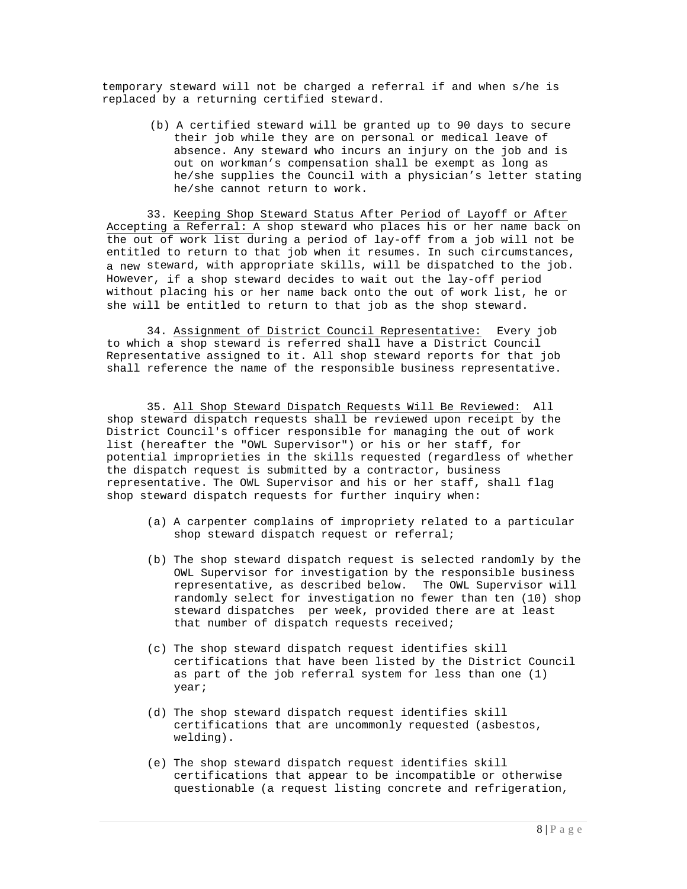temporary steward will not be charged a referral if and when s/he is replaced by a returning certified steward.

(b) A certified steward will be granted up to 90 days to secure their job while they are on personal or medical leave of absence. Any steward who incurs an injury on the job and is out on workman's compensation shall be exempt as long as he/she supplies the Council with a physician's letter stating he/she cannot return to work.

33. Keeping Shop Steward Status After Period of Layoff or After Accepting a Referral: A shop steward who places his or her name back on the out of work list during a period of lay-off from a job will not be entitled to return to that job when it resumes. In such circumstances, a new steward, with appropriate skills, will be dispatched to the job. However, if a shop steward decides to wait out the lay-off period without placing his or her name back onto the out of work list, he or she will be entitled to return to that job as the shop steward.

34. Assignment of District Council Representative: Every job to which a shop steward is referred shall have a District Council Representative assigned to it. All shop steward reports for that job shall reference the name of the responsible business representative.

35. All Shop Steward Dispatch Requests Will Be Reviewed: All shop steward dispatch requests shall be reviewed upon receipt by the District Council's officer responsible for managing the out of work list (hereafter the "OWL Supervisor") or his or her staff, for potential improprieties in the skills requested (regardless of whether the dispatch request is submitted by a contractor, business representative. The OWL Supervisor and his or her staff, shall flag shop steward dispatch requests for further inquiry when:

(a) A carpenter complains of impropriety related to a particular shop steward dispatch request or referral;

(b) The shop steward dispatch request is selected randomly by the OWL Supervisor for investigation by the responsible business representative, as described below. The OWL Supervisor will randomly select for investigation no fewer than ten (10) shop steward dispatches per week, provided there are at least that number of dispatch requests received;

(c) The shop steward dispatch request identifies skill certifications that have been listed by the District Council as part of the job referral system for less than one (1) year;

(d) The shop steward dispatch request identifies skill certifications that are uncommonly requested (asbestos, welding).

(e) The shop steward dispatch request identifies skill certifications that appear to be incompatible or otherwise questionable (a request listing concrete and refrigeration,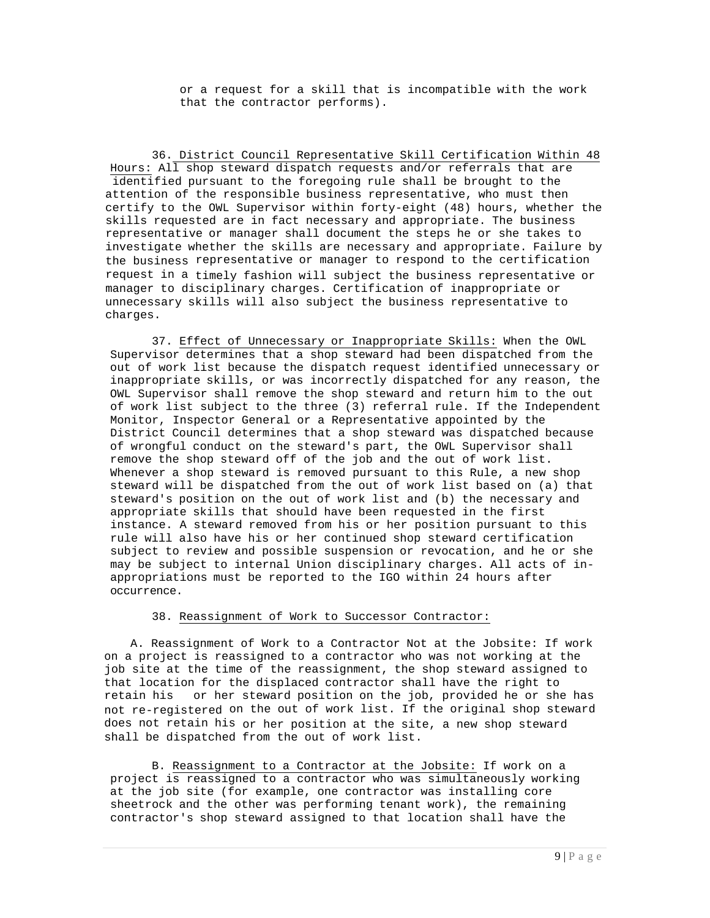or a request for a skill that is incompatible with the work that the contractor performs).

36. District Council Representative Skill Certification Within 48 Hours: All shop steward dispatch requests and/or referrals that are identified pursuant to the foregoing rule shall be brought to the attention of the responsible business representative, who must then certify to the OWL Supervisor within forty-eight (48) hours, whether the skills requested are in fact necessary and appropriate. The business representative or manager shall document the steps he or she takes to investigate whether the skills are necessary and appropriate. Failure by the business representative or manager to respond to the certification request in a timely fashion will subject the business representative or manager to disciplinary charges. Certification of inappropriate or unnecessary skills will also subject the business representative to charges.

37. Effect of Unnecessary or Inappropriate Skills: When the OWL Supervisor determines that a shop steward had been dispatched from the out of work list because the dispatch request identified unnecessary or inappropriate skills, or was incorrectly dispatched for any reason, the OWL Supervisor shall remove the shop steward and return him to the out of work list subject to the three (3) referral rule. If the Independent Monitor, Inspector General or a Representative appointed by the District Council determines that a shop steward was dispatched because of wrongful conduct on the steward's part, the OWL Supervisor shall remove the shop steward off of the job and the out of work list. Whenever a shop steward is removed pursuant to this Rule, a new shop steward will be dispatched from the out of work list based on (a) that steward's position on the out of work list and (b) the necessary and appropriate skills that should have been requested in the first instance. A steward removed from his or her position pursuant to this rule will also have his or her continued shop steward certification subject to review and possible suspension or revocation, and he or she may be subject to internal Union disciplinary charges. All acts of in-appropriations must be reported to the IGO within 24 hours after occurrence.

38. Reassignment of Work to Successor Contractor:

A. Reassignment of Work to a Contractor Not at the Jobsite: If work on a project is reassigned to a contractor who was not working at the job site at the time of the reassignment, the shop steward assigned to that location for the displaced contractor shall have the right to retain his or her steward position on the job, provided he or she has not re-registered on the out of work list. If the original shop steward does not retain his or her position at the site, a new shop steward shall be dispatched from the out of work list.

B. Reassignment to a Contractor at the Jobsite: If work on a project is reassigned to a contractor who was simultaneously working at the job site (for example, one contractor was installing core sheetrock and the other was performing tenant work), the remaining contractor's shop steward assigned to that location shall have the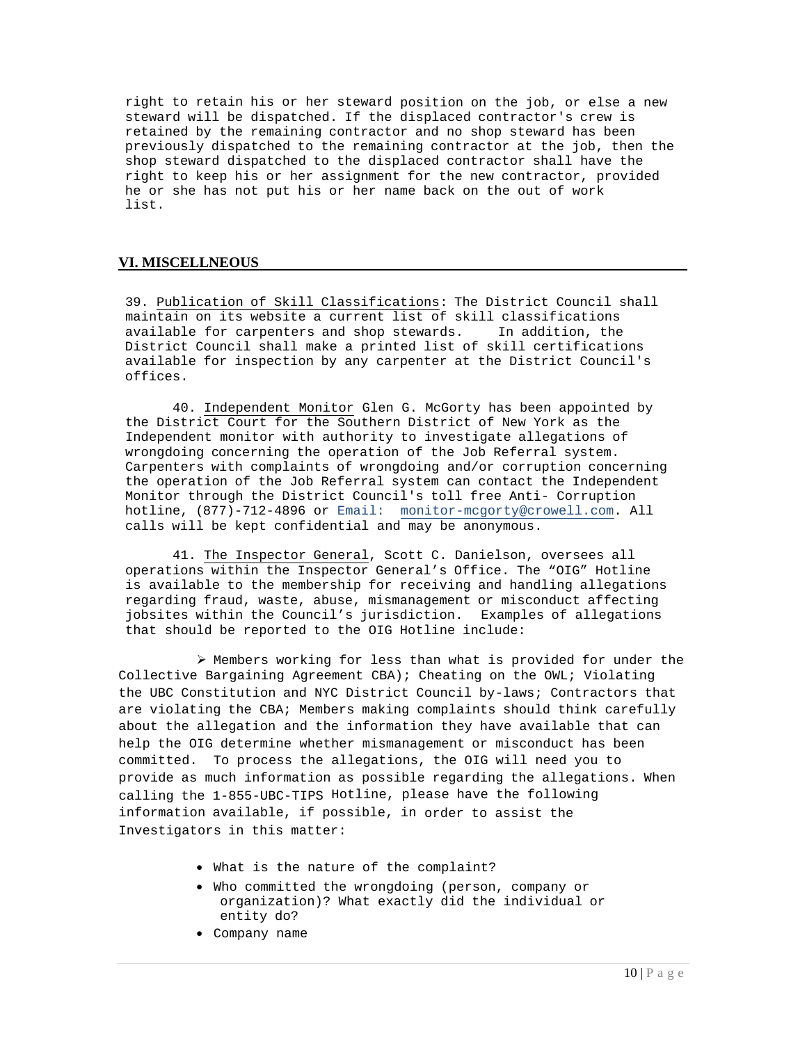right to retain his or her steward position on the job, or else a new steward will be dispatched. If the displaced contractor's crew is retained by the remaining contractor and no shop steward has been previously dispatched to the remaining contractor at the job, then the shop steward dispatched to the displaced contractor shall have the right to keep his or her assignment for the new contractor, provided he or she has not put his or her name back on the out of work list.

## VI. MISCELLNEOUS

39. Publication of Skill Classifications: The District Council shall maintain on its website a current list of skill classifications available for carpenters and shop stewards. In addition, the District Council shall make a printed list of skill certifications available for inspection by any carpenter at the District Council's offices.

40. Independent Monitor Glen G. McGorty has been appointed by the District Court for the Southern District of New York as the Independent monitor with authority to investigate allegations of wrongdoing concerning the operation of the Job Referral system. Carpenters with complaints of wrongdoing and/or corruption concerning the operation of the Job Referral system can contact the Independent Monitor through the District Council's toll free Anti- Corruption hotline, (877)-712-4896 or Email: monitor-mcgorty@crowell.com. All calls will be kept confidential and may be anonymous.

41. The Inspector General, Scott C. Danielson, oversees all operations within the Inspector General's Office. The "OIG" Hotline is available to the membership for receiving and handling allegations regarding fraud, waste, abuse, mismanagement or misconduct affecting jobsites within the Council's jurisdiction. Examples of allegations that should be reported to the OIG Hotline include:

➢ Members working for less than what is provided for under the Collective Bargaining Agreement CBA); Cheating on the OWL; Violating the UBC Constitution and NYC District Council by-laws; Contractors that are violating the CBA; Members making complaints should think carefully about the allegation and the information they have available that can help the OIG determine whether mismanagement or misconduct has been committed. To process the allegations, the OIG will need you to provide as much information as possible regarding the allegations. When calling the 1-855-UBC-TIPS Hotline, please have the following information available, if possible, in order to assist the Investigators in this matter:

- What is the nature of the complaint?
- Who committed the wrongdoing (person, company or organization)? What exactly did the individual or entity do?
- Company name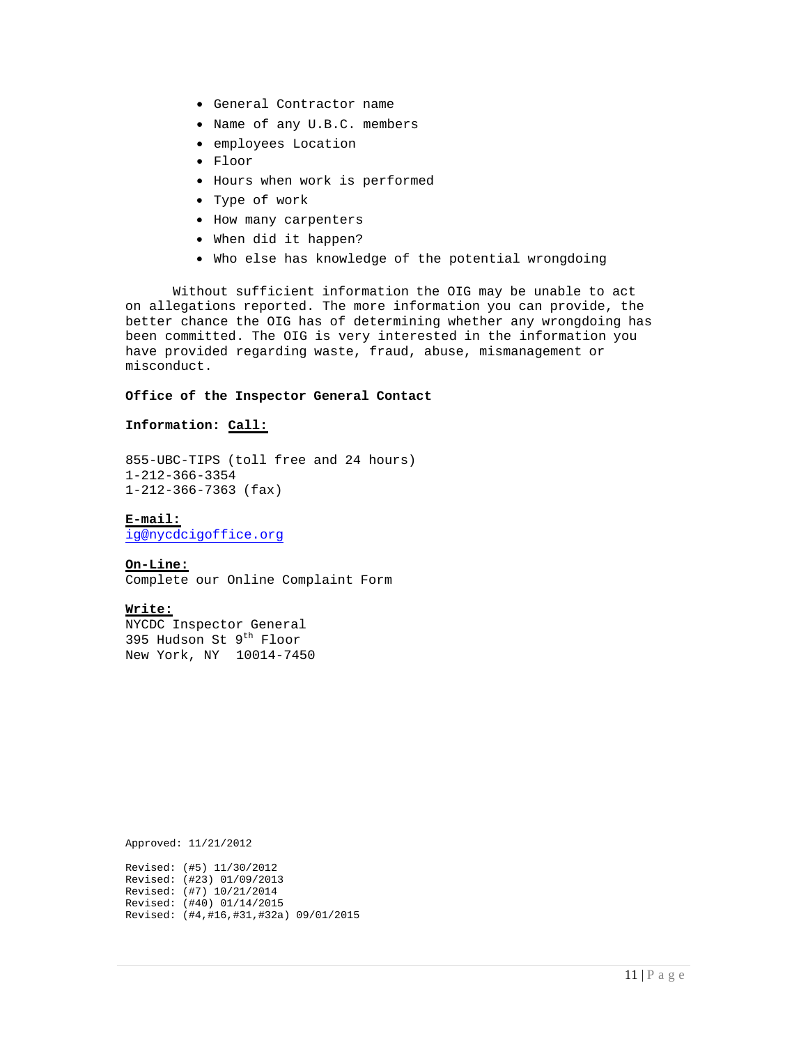- General Contractor name
- Name of any U.B.C. members
- employees Location
- Floor
- Hours when work is performed
- Type of work
- How many carpenters
- When did it happen?
- Who else has knowledge of the potential wrongdoing

Without sufficient information the OIG may be unable to act on allegations reported. The more information you can provide, the better chance the OIG has of determining whether any wrongdoing has been committed. The OIG is very interested in the information you have provided regarding waste, fraud, abuse, mismanagement or misconduct.

**Office of the Inspector General Contact**

**Information: Call:**

855-UBC-TIPS (toll free and 24 hours)
1-212-366-3354
1-212-366-7363 (fax)

**E-mail:**
ig@nycdcigoffice.org

**On-Line:**
Complete our Online Complaint Form

**Write:**
NYCDC Inspector General
395 Hudson St 9th Floor
New York, NY 10014-7450

Approved: 11/21/2012

Revised: (#5) 11/30/2012
Revised: (#23) 01/09/2013
Revised: (#7) 10/21/2014
Revised: (#40) 01/14/2015
Revised: (#4,#16,#31,#32a) 09/01/2015